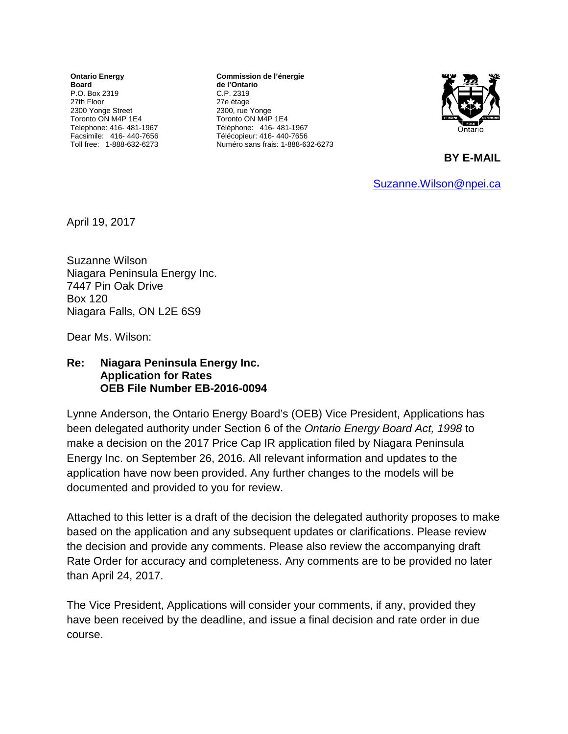**Ontario Energy Board**
P.O. Box 2319
27th Floor
2300 Yonge Street
Toronto ON M4P 1E4
Telephone: 416- 481-1967
Facsimile: 416- 440-7656
Toll free: 1-888-632-6273

**Commission de l'énergie de l'Ontario**
C.P. 2319
27e étage
2300, rue Yonge
Toronto ON M4P 1E4
Téléphone: 416- 481-1967
Télécopieur: 416- 440-7656
Numéro sans frais: 1-888-632-6273

Ontario

**BY E-MAIL**

Suzanne.Wilson@npei.ca

April 19, 2017

Suzanne Wilson
Niagara Peninsula Energy Inc.
7447 Pin Oak Drive
Box 120
Niagara Falls, ON L2E 6S9

Dear Ms. Wilson:

**Re: Niagara Peninsula Energy Inc.**
**Application for Rates**
**OEB File Number EB-2016-0094**

Lynne Anderson, the Ontario Energy Board's (OEB) Vice President, Applications has been delegated authority under Section 6 of the *Ontario Energy Board Act, 1998* to make a decision on the 2017 Price Cap IR application filed by Niagara Peninsula Energy Inc. on September 26, 2016. All relevant information and updates to the application have now been provided. Any further changes to the models will be documented and provided to you for review.

Attached to this letter is a draft of the decision the delegated authority proposes to make based on the application and any subsequent updates or clarifications. Please review the decision and provide any comments. Please also review the accompanying draft Rate Order for accuracy and completeness. Any comments are to be provided no later than April 24, 2017.

The Vice President, Applications will consider your comments, if any, provided they have been received by the deadline, and issue a final decision and rate order in due course.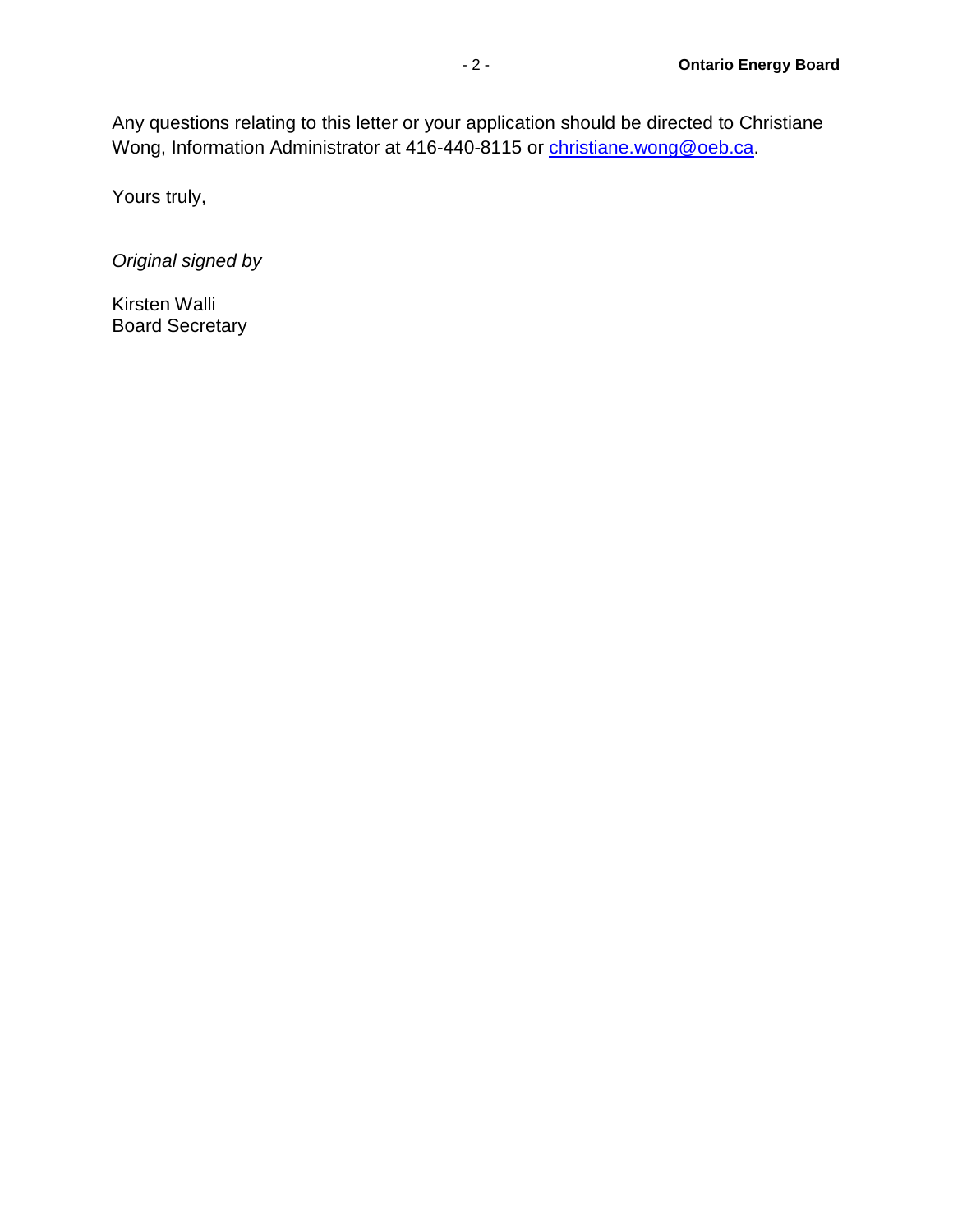Any questions relating to this letter or your application should be directed to Christiane Wong, Information Administrator at 416-440-8115 or christiane.wong@oeb.ca.

Yours truly,

*Original signed by*

Kirsten Walli
Board Secretary